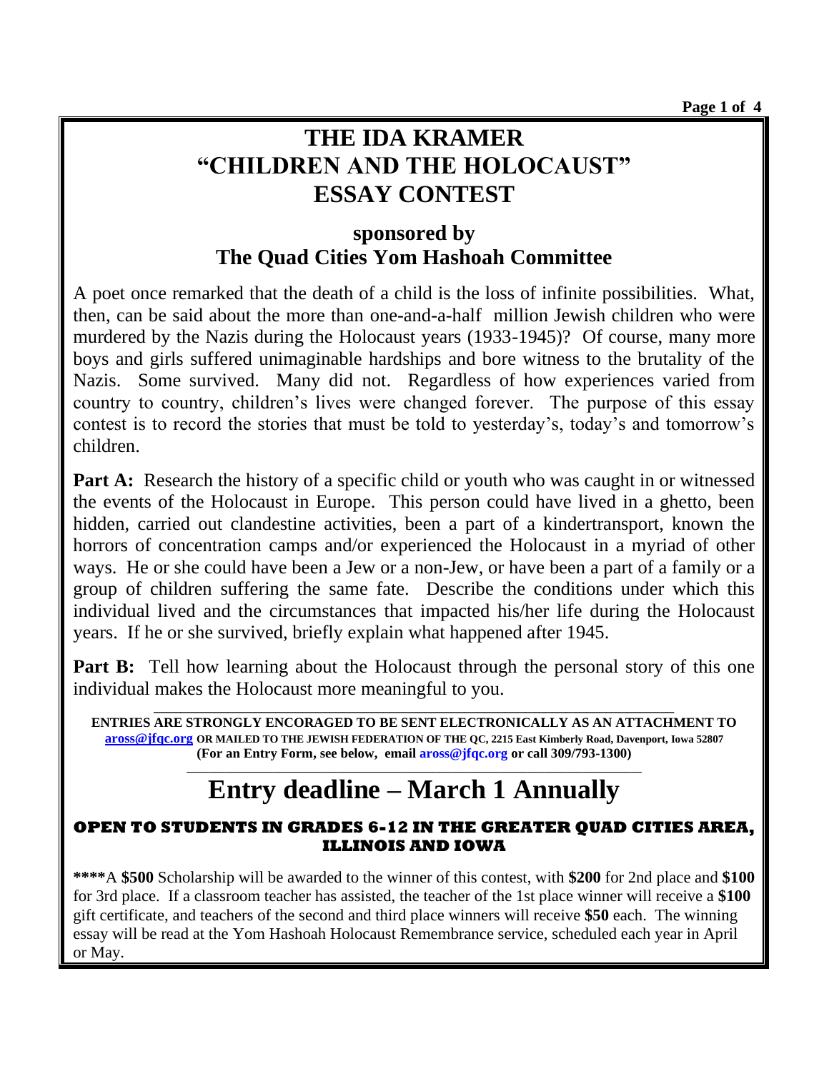# THE IDA KRAMER "CHILDREN AND THE HOLOCAUST" ESSAY CONTEST

## sponsored by The Quad Cities Yom Hashoah Committee

A poet once remarked that the death of a child is the loss of infinite possibilities. What, then, can be said about the more than one-and-a-half million Jewish children who were murdered by the Nazis during the Holocaust years (1933-1945)? Of course, many more boys and girls suffered unimaginable hardships and bore witness to the brutality of the Nazis. Some survived. Many did not. Regardless of how experiences varied from country to country, children's lives were changed forever. The purpose of this essay contest is to record the stories that must be told to yesterday's, today's and tomorrow's children.

**Part A:** Research the history of a specific child or youth who was caught in or witnessed the events of the Holocaust in Europe. This person could have lived in a ghetto, been hidden, carried out clandestine activities, been a part of a kindertransport, known the horrors of concentration camps and/or experienced the Holocaust in a myriad of other ways. He or she could have been a Jew or a non-Jew, or have been a part of a family or a group of children suffering the same fate. Describe the conditions under which this individual lived and the circumstances that impacted his/her life during the Holocaust years. If he or she survived, briefly explain what happened after 1945.

**Part B:** Tell how learning about the Holocaust through the personal story of this one individual makes the Holocaust more meaningful to you.

**ENTRIES ARE STRONGLY ENCORAGED TO BE SENT ELECTRONICALLY AS AN ATTACHMENT TO aross@jfqc.org OR MAILED TO THE JEWISH FEDERATION OF THE QC, 2215 East Kimberly Road, Davenport, Iowa 52807**
**(For an Entry Form, see below, email aross@jfqc.org or call 309/793-1300)**

# Entry deadline – March 1 Annually

**OPEN TO STUDENTS IN GRADES 6-12 IN THE GREATER QUAD CITIES AREA, ILLINOIS AND IOWA**

**\*\*\*\***A **$500** Scholarship will be awarded to the winner of this contest, with **$200** for 2nd place and **$100** for 3rd place. If a classroom teacher has assisted, the teacher of the 1st place winner will receive a **$100** gift certificate, and teachers of the second and third place winners will receive **$50** each. The winning essay will be read at the Yom Hashoah Holocaust Remembrance service, scheduled each year in April or May.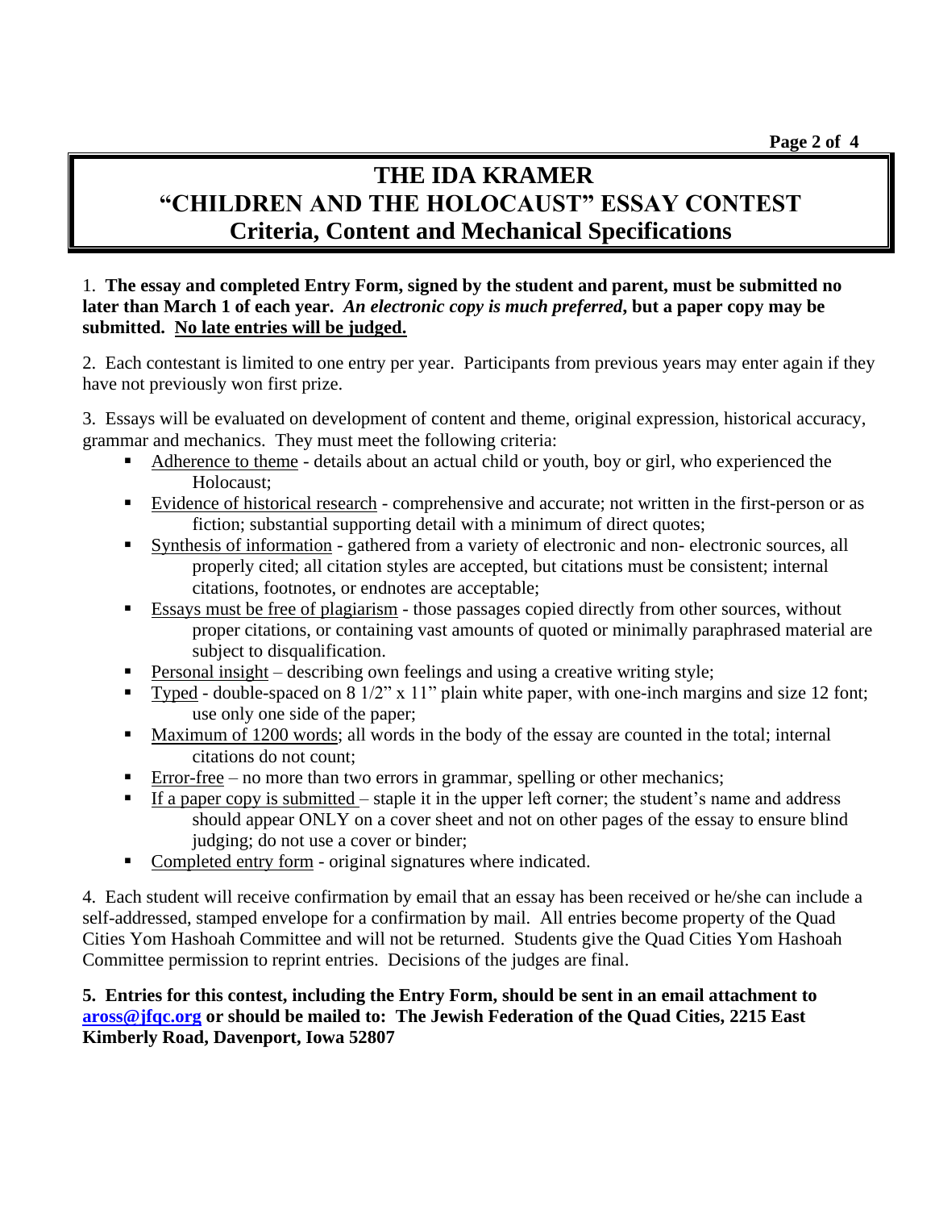# THE IDA KRAMER "CHILDREN AND THE HOLOCAUST" ESSAY CONTEST
## Criteria, Content and Mechanical Specifications

1. **The essay and completed Entry Form, signed by the student and parent, must be submitted no later than March 1 of each year.** ***An electronic copy is much preferred*****, but a paper copy may be submitted.** **<u>No late entries will be judged.</u>**

2. Each contestant is limited to one entry per year. Participants from previous years may enter again if they have not previously won first prize.

3. Essays will be evaluated on development of content and theme, original expression, historical accuracy, grammar and mechanics. They must meet the following criteria:

- <u>Adherence to theme</u> - details about an actual child or youth, boy or girl, who experienced the Holocaust;
- <u>Evidence of historical research</u> - comprehensive and accurate; not written in the first-person or as fiction; substantial supporting detail with a minimum of direct quotes;
- <u>Synthesis of information</u> - gathered from a variety of electronic and non- electronic sources, all properly cited; all citation styles are accepted, but citations must be consistent; internal citations, footnotes, or endnotes are acceptable;
- <u>Essays must be free of plagiarism</u> - those passages copied directly from other sources, without proper citations, or containing vast amounts of quoted or minimally paraphrased material are subject to disqualification.
- <u>Personal insight</u> – describing own feelings and using a creative writing style;
- <u>Typed</u> - double-spaced on 8 1/2" x 11" plain white paper, with one-inch margins and size 12 font; use only one side of the paper;
- <u>Maximum of 1200 words</u>; all words in the body of the essay are counted in the total; internal citations do not count;
- <u>Error-free</u> – no more than two errors in grammar, spelling or other mechanics;
- <u>If a paper copy is submitted</u> – staple it in the upper left corner; the student's name and address should appear ONLY on a cover sheet and not on other pages of the essay to ensure blind judging; do not use a cover or binder;
- <u>Completed entry form</u> - original signatures where indicated.

4. Each student will receive confirmation by email that an essay has been received or he/she can include a self-addressed, stamped envelope for a confirmation by mail. All entries become property of the Quad Cities Yom Hashoah Committee and will not be returned. Students give the Quad Cities Yom Hashoah Committee permission to reprint entries. Decisions of the judges are final.

**5. Entries for this contest, including the Entry Form, should be sent in an email attachment to [aross@jfqc.org](mailto:aross@jfqc.org) or should be mailed to: The Jewish Federation of the Quad Cities, 2215 East Kimberly Road, Davenport, Iowa 52807**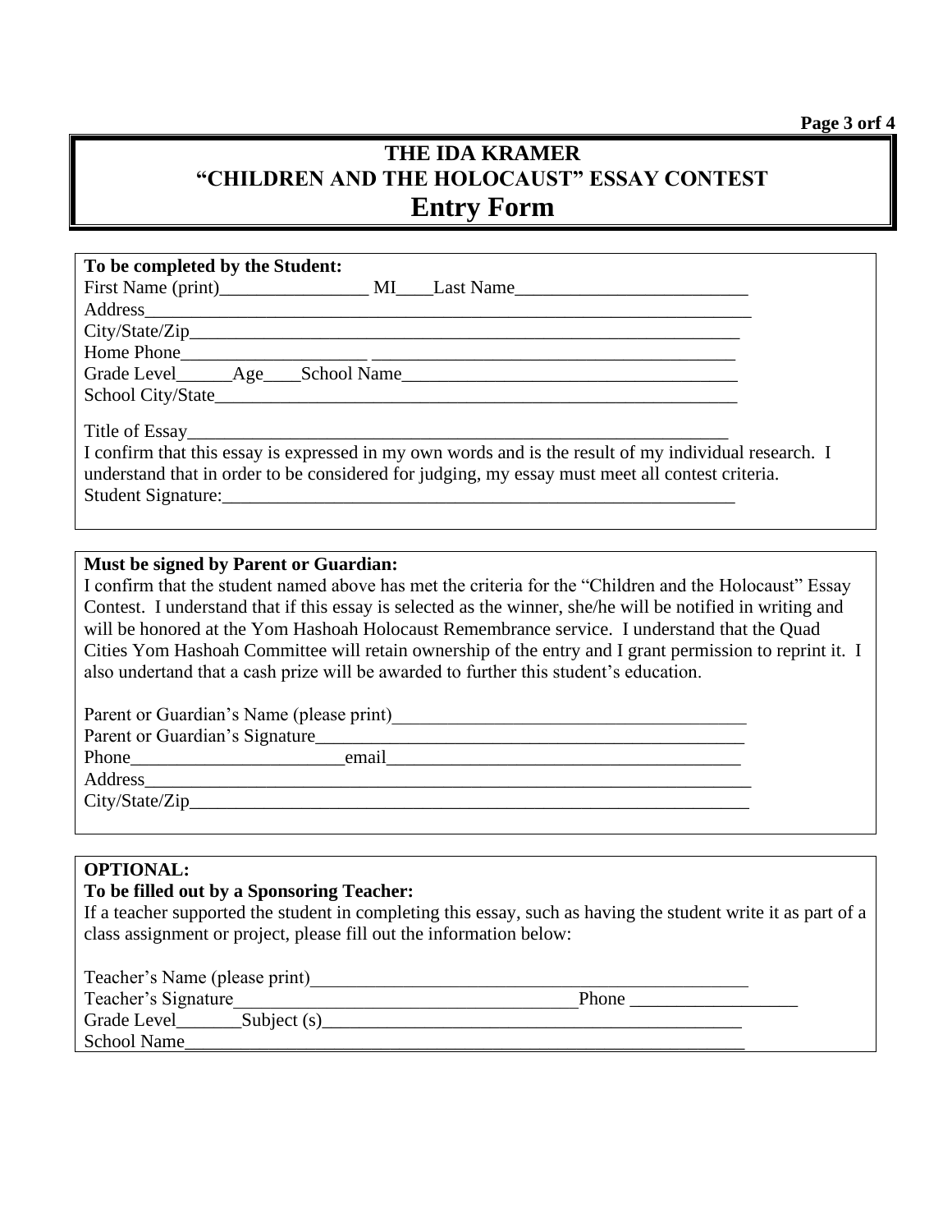# THE IDA KRAMER
# "CHILDREN AND THE HOLOCAUST" ESSAY CONTEST
# Entry Form

**To be completed by the Student:**

First Name (print)________________ MI____Last Name_________________________

Address___________________________________________________________________

City/State/Zip_____________________________________________________________

Home Phone___________________ _______________________________________

Grade Level______Age____School Name___________________________________

School City/State_________________________________________________________

Title of Essay______________________________________________________

I confirm that this essay is expressed in my own words and is the result of my individual research. I understand that in order to be considered for judging, my essay must meet all contest criteria.

Student Signature:_______________________________________________________

**Must be signed by Parent or Guardian:**

I confirm that the student named above has met the criteria for the "Children and the Holocaust" Essay Contest. I understand that if this essay is selected as the winner, she/he will be notified in writing and will be honored at the Yom Hashoah Holocaust Remembrance service. I understand that the Quad Cities Yom Hashoah Committee will retain ownership of the entry and I grant permission to reprint it. I also undertand that a cash prize will be awarded to further this student's education.

Parent or Guardian's Name (please print)_______________________________________

Parent or Guardian's Signature_____________________________________________

Phone______________________email____________________________________

Address___________________________________________________________________

City/State/Zip_____________________________________________________________

**OPTIONAL:**
**To be filled out by a Sponsoring Teacher:**

If a teacher supported the student in completing this essay, such as having the student write it as part of a class assignment or project, please fill out the information below:

Teacher's Name (please print)________________________________________________

Teacher's Signature_____________________________________Phone _________________

Grade Level_______Subject (s)______________________________________________

School Name________________________________________________________________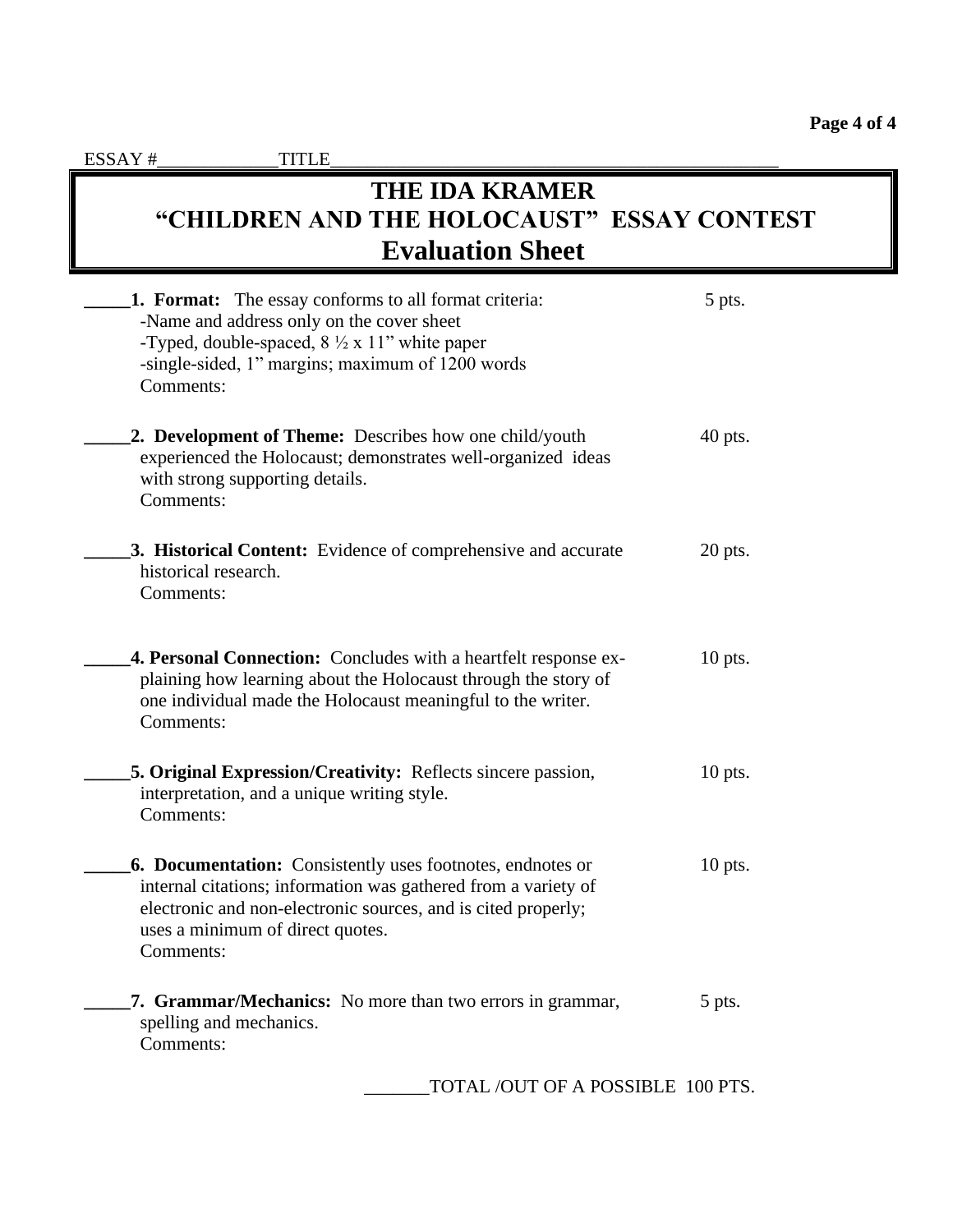ESSAY #_____________TITLE_____________________________________________________

# THE IDA KRAMER "CHILDREN AND THE HOLOCAUST" ESSAY CONTEST
## Evaluation Sheet

_____**1. Format:** The essay conforms to all format criteria: 5 pts.
-Name and address only on the cover sheet
-Typed, double-spaced, 8 ½ x 11" white paper
-single-sided, 1" margins; maximum of 1200 words
Comments:

_____**2. Development of Theme:** Describes how one child/youth experienced the Holocaust; demonstrates well-organized ideas with strong supporting details. 40 pts.
Comments:

_____**3. Historical Content:** Evidence of comprehensive and accurate historical research. 20 pts.
Comments:

_____**4. Personal Connection:** Concludes with a heartfelt response explaining how learning about the Holocaust through the story of one individual made the Holocaust meaningful to the writer. 10 pts.
Comments:

_____**5. Original Expression/Creativity:** Reflects sincere passion, interpretation, and a unique writing style. 10 pts.
Comments:

_____**6. Documentation:** Consistently uses footnotes, endnotes or internal citations; information was gathered from a variety of electronic and non-electronic sources, and is cited properly; uses a minimum of direct quotes. 10 pts.
Comments:

_____**7. Grammar/Mechanics:** No more than two errors in grammar, spelling and mechanics. 5 pts.
Comments:

_______TOTAL /OUT OF A POSSIBLE 100 PTS.